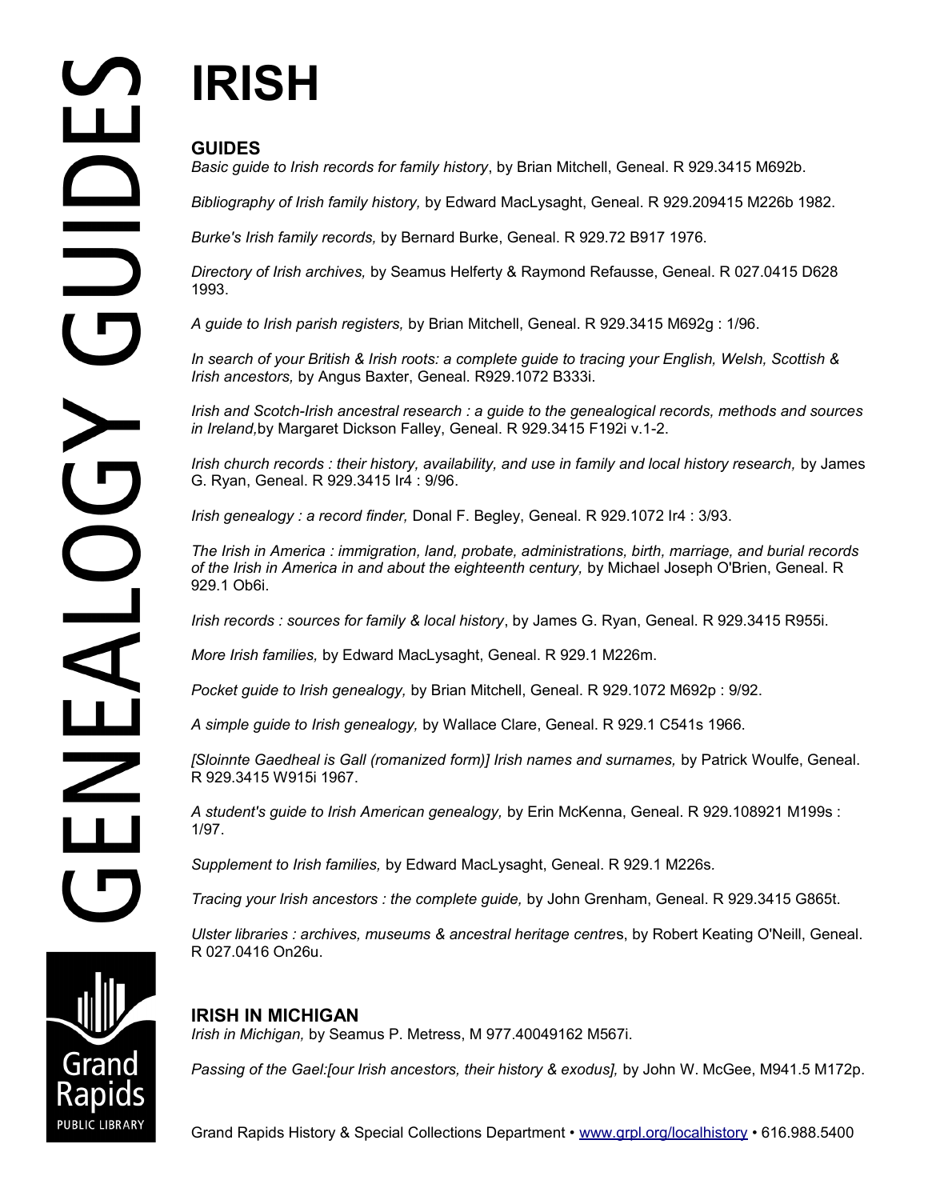# IRISH

## GUIDES

*Basic guide to Irish records for family history*, by Brian Mitchell, Geneal. R 929.3415 M692b.

*Bibliography of Irish family history,* by Edward MacLysaght, Geneal. R 929.209415 M226b 1982.

*Burke's Irish family records,* by Bernard Burke, Geneal. R 929.72 B917 1976.

*Directory of Irish archives,* by Seamus Helferty & Raymond Refausse, Geneal. R 027.0415 D628 1993.

*A guide to Irish parish registers,* by Brian Mitchell, Geneal. R 929.3415 M692g : 1/96.

*In search of your British & Irish roots: a complete guide to tracing your English, Welsh, Scottish & Irish ancestors,* by Angus Baxter, Geneal. R929.1072 B333i.

*Irish and Scotch-Irish ancestral research : a guide to the genealogical records, methods and sources in Ireland,*by Margaret Dickson Falley, Geneal. R 929.3415 F192i v.1-2.

*Irish church records : their history, availability, and use in family and local history research,* by James G. Ryan, Geneal. R 929.3415 Ir4 : 9/96.

*Irish genealogy : a record finder,* Donal F. Begley, Geneal. R 929.1072 Ir4 : 3/93.

*The Irish in America : immigration, land, probate, administrations, birth, marriage, and burial records of the Irish in America in and about the eighteenth century,* by Michael Joseph O'Brien, Geneal. R 929.1 Ob6i.

*Irish records : sources for family & local history*, by James G. Ryan, Geneal. R 929.3415 R955i.

*More Irish families,* by Edward MacLysaght, Geneal. R 929.1 M226m.

*Pocket guide to Irish genealogy,* by Brian Mitchell, Geneal. R 929.1072 M692p : 9/92.

*A simple guide to Irish genealogy,* by Wallace Clare, Geneal. R 929.1 C541s 1966.

*[Sloinnte Gaedheal is Gall (romanized form)] Irish names and surnames,* by Patrick Woulfe, Geneal. R 929.3415 W915i 1967.

*A student's guide to Irish American genealogy,* by Erin McKenna, Geneal. R 929.108921 M199s : 1/97.

*Supplement to Irish families,* by Edward MacLysaght, Geneal. R 929.1 M226s.

*Tracing your Irish ancestors : the complete guide,* by John Grenham, Geneal. R 929.3415 G865t.

*Ulster libraries : archives, museums & ancestral heritage centre*s, by Robert Keating O'Neill, Geneal. R 027.0416 On26u.

## IRISH IN MICHIGAN

*Irish in Michigan,* by Seamus P. Metress, M 977.40049162 M567i.

*Passing of the Gael:[our Irish ancestors, their history & exodus],* by John W. McGee, M941.5 M172p.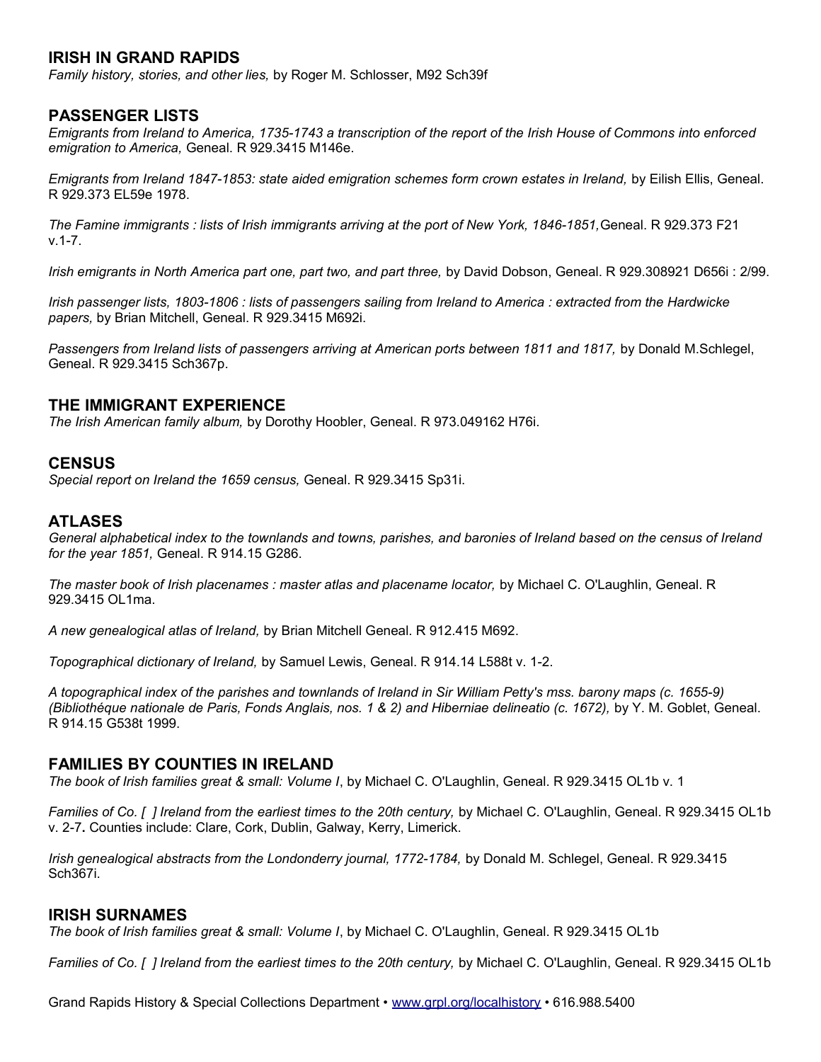## IRISH IN GRAND RAPIDS

*Family history, stories, and other lies,* by Roger M. Schlosser, M92 Sch39f

## PASSENGER LISTS

*Emigrants from Ireland to America, 1735-1743 a transcription of the report of the Irish House of Commons into enforced emigration to America,* Geneal. R 929.3415 M146e.

*Emigrants from Ireland 1847-1853: state aided emigration schemes form crown estates in Ireland,* by Eilish Ellis, Geneal. R 929.373 EL59e 1978.

*The Famine immigrants : lists of Irish immigrants arriving at the port of New York, 1846-1851,* Geneal. R 929.373 F21 v.1-7.

*Irish emigrants in North America part one, part two, and part three,* by David Dobson, Geneal. R 929.308921 D656i : 2/99.

*Irish passenger lists, 1803-1806 : lists of passengers sailing from Ireland to America : extracted from the Hardwicke papers,* by Brian Mitchell, Geneal. R 929.3415 M692i.

*Passengers from Ireland lists of passengers arriving at American ports between 1811 and 1817,* by Donald M.Schlegel, Geneal. R 929.3415 Sch367p.

## THE IMMIGRANT EXPERIENCE

*The Irish American family album,* by Dorothy Hoobler, Geneal. R 973.049162 H76i.

## CENSUS

*Special report on Ireland the 1659 census,* Geneal. R 929.3415 Sp31i.

## ATLASES

*General alphabetical index to the townlands and towns, parishes, and baronies of Ireland based on the census of Ireland for the year 1851,* Geneal. R 914.15 G286.

*The master book of Irish placenames : master atlas and placename locator,* by Michael C. O'Laughlin, Geneal. R 929.3415 OL1ma.

*A new genealogical atlas of Ireland,* by Brian Mitchell Geneal. R 912.415 M692.

*Topographical dictionary of Ireland,* by Samuel Lewis, Geneal. R 914.14 L588t v. 1-2.

*A topographical index of the parishes and townlands of Ireland in Sir William Petty's mss. barony maps (c. 1655-9) (Bibliothéque nationale de Paris, Fonds Anglais, nos. 1 & 2) and Hiberniae delineatio (c. 1672),* by Y. M. Goblet, Geneal. R 914.15 G538t 1999.

## FAMILIES BY COUNTIES IN IRELAND

*The book of Irish families great & small: Volume I*, by Michael C. O'Laughlin, Geneal. R 929.3415 OL1b v. 1

*Families of Co. [ ] Ireland from the earliest times to the 20th century,* by Michael C. O'Laughlin, Geneal. R 929.3415 OL1b v. 2-7**.** Counties include: Clare, Cork, Dublin, Galway, Kerry, Limerick.

*Irish genealogical abstracts from the Londonderry journal, 1772-1784,* by Donald M. Schlegel, Geneal. R 929.3415 Sch367i.

## IRISH SURNAMES

*The book of Irish families great & small: Volume I*, by Michael C. O'Laughlin, Geneal. R 929.3415 OL1b

*Families of Co. [ ] Ireland from the earliest times to the 20th century,* by Michael C. O'Laughlin, Geneal. R 929.3415 OL1b

Grand Rapids History & Special Collections Department • www.grpl.org/localhistory • 616.988.5400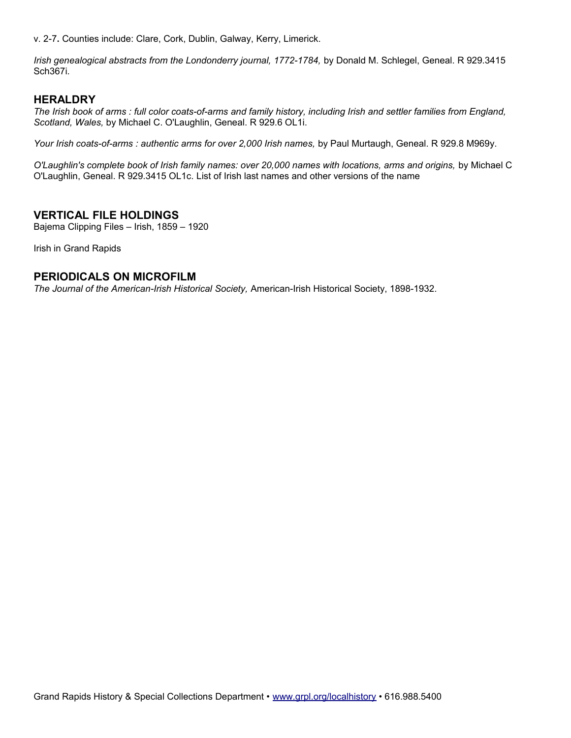v. 2-7**.** Counties include: Clare, Cork, Dublin, Galway, Kerry, Limerick.

*Irish genealogical abstracts from the Londonderry journal, 1772-1784,* by Donald M. Schlegel, Geneal. R 929.3415 Sch367i.

## HERALDRY

*The Irish book of arms : full color coats-of-arms and family history, including Irish and settler families from England, Scotland, Wales,* by Michael C. O'Laughlin, Geneal. R 929.6 OL1i.

*Your Irish coats-of-arms : authentic arms for over 2,000 Irish names,* by Paul Murtaugh, Geneal. R 929.8 M969y.

*O'Laughlin's complete book of Irish family names: over 20,000 names with locations, arms and origins,* by Michael C O'Laughlin, Geneal. R 929.3415 OL1c. List of Irish last names and other versions of the name

## VERTICAL FILE HOLDINGS

Bajema Clipping Files – Irish, 1859 – 1920

Irish in Grand Rapids

## PERIODICALS ON MICROFILM

*The Journal of the American-Irish Historical Society,* American-Irish Historical Society, 1898-1932.